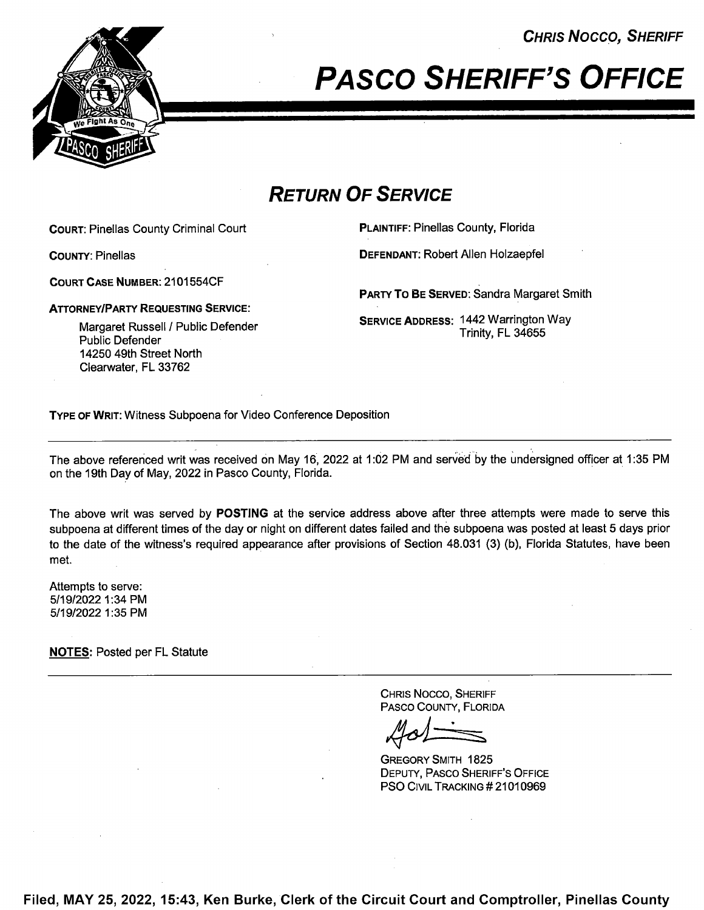CHRIS NOCCO, SHERIFF

# PASCO SHERIFF'S OFFICE

## RETURN OF SERVICE

**COURT:** Pinellas County Criminal Court

**COUNTY:** Pinellas

**COURT CASE NUMBER:** 2101554CF

**ATTORNEY/PARTY REQUESTING SERVICE:**

Margaret Russell / Public Defender
Public Defender
14250 49th Street North
Clearwater, FL 33762

**PLAINTIFF:** Pinellas County, Florida

**DEFENDANT:** Robert Allen Holzaepfel

**PARTY TO BE SERVED:** Sandra Margaret Smith

**SERVICE ADDRESS:** 1442 Warrington Way
Trinity, FL 34655

**TYPE OF WRIT:** Witness Subpoena for Video Conference Deposition

---

The above referenced writ was received on May 16, 2022 at 1:02 PM and served by the undersigned officer at 1:35 PM on the 19th Day of May, 2022 in Pasco County, Florida.

The above writ was served by **POSTING** at the service address above after three attempts were made to serve this subpoena at different times of the day or night on different dates failed and the subpoena was posted at least 5 days prior to the date of the witness's required appearance after provisions of Section 48.031 (3) (b), Florida Statutes, have been met.

Attempts to serve:
5/19/2022 1:34 PM
5/19/2022 1:35 PM

**NOTES:** Posted per FL Statute

---

CHRIS NOCCO, SHERIFF
PASCO COUNTY, FLORIDA

GREGORY SMITH 1825
DEPUTY, PASCO SHERIFF'S OFFICE
PSO CIVIL TRACKING # 21010969

**Filed, MAY 25, 2022, 15:43, Ken Burke, Clerk of the Circuit Court and Comptroller, Pinellas County**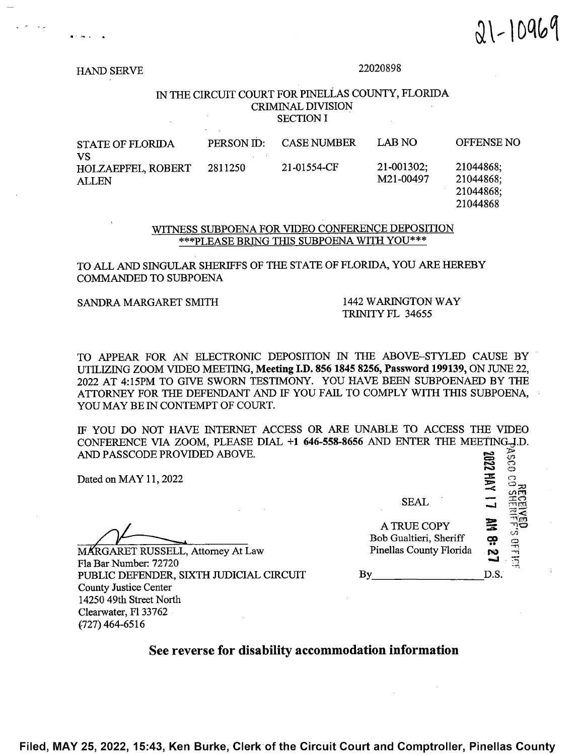21-10969

HAND SERVE 22020898

IN THE CIRCUIT COURT FOR PINELLAS COUNTY, FLORIDA
CRIMINAL DIVISION
SECTION I

| STATE OF FLORIDA VS | PERSON ID: | CASE NUMBER | LAB NO | OFFENSE NO |
|---|---|---|---|---|
| HOLZAEPFEL, ROBERT ALLEN | 2811250 | 21-01554-CF | 21-001302; M21-00497 | 21044868; 21044868; 21044868; 21044868 |

WITNESS SUBPOENA FOR VIDEO CONFERENCE DEPOSITION
***PLEASE BRING THIS SUBPOENA WITH YOU***

TO ALL AND SINGULAR SHERIFFS OF THE STATE OF FLORIDA, YOU ARE HEREBY COMMANDED TO SUBPOENA

SANDRA MARGARET SMITH
1442 WARINGTON WAY
TRINITY FL 34655

TO APPEAR FOR AN ELECTRONIC DEPOSITION IN THE ABOVE-STYLED CAUSE BY UTILIZING ZOOM VIDEO MEETING, **Meeting I.D. 856 1845 8256, Password 199139,** ON JUNE 22, 2022 AT 4:15PM TO GIVE SWORN TESTIMONY. YOU HAVE BEEN SUBPOENAED BY THE ATTORNEY FOR THE DEFENDANT AND IF YOU FAIL TO COMPLY WITH THIS SUBPOENA, YOU MAY BE IN CONTEMPT OF COURT.

IF YOU DO NOT HAVE INTERNET ACCESS OR ARE UNABLE TO ACCESS THE VIDEO CONFERENCE VIA ZOOM, PLEASE DIAL **+1 646-558-8656** AND ENTER THE MEETING I.D. AND PASSCODE PROVIDED ABOVE.

Dated on MAY 11, 2022

MARGARET RUSSELL, Attorney At Law
Fla Bar Number: 72720
PUBLIC DEFENDER, SIXTH JUDICIAL CIRCUIT
County Justice Center
14250 49th Street North
Clearwater, Fl 33762
(727) 464-6516

SEAL

A TRUE COPY
Bob Gualtieri, Sheriff
Pinellas County Florida

By\_\_\_\_\_\_\_\_\_\_\_\_\_\_\_\_\_\_\_\_ D.S.

RECEIVED PASCO CO SHERIFF'S OFFICE 2022 MAY 17 AM 8:27

**See reverse for disability accommodation information**

Filed, MAY 25, 2022, 15:43, Ken Burke, Clerk of the Circuit Court and Comptroller, Pinellas County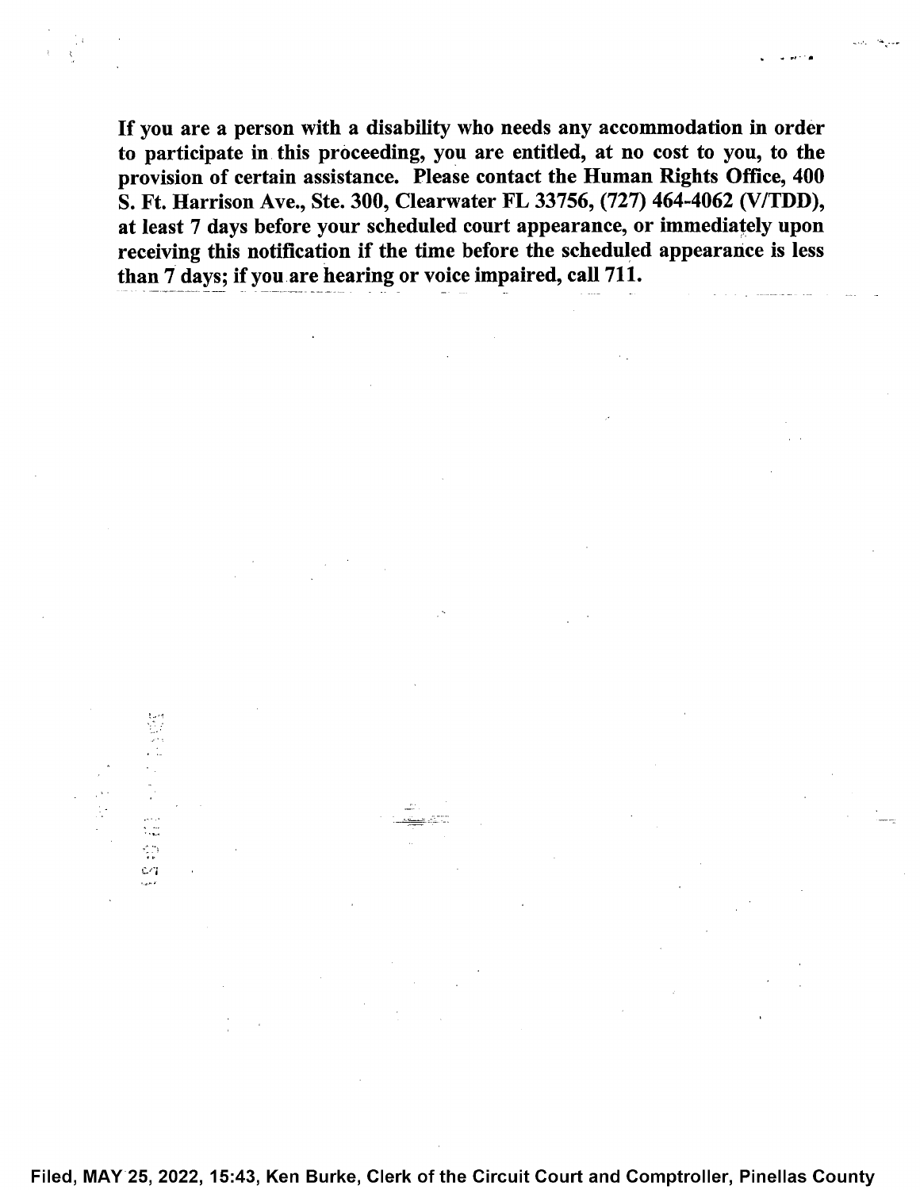**If you are a person with a disability who needs any accommodation in order to participate in this proceeding, you are entitled, at no cost to you, to the provision of certain assistance. Please contact the Human Rights Office, 400 S. Ft. Harrison Ave., Ste. 300, Clearwater FL 33756, (727) 464-4062 (V/TDD), at least 7 days before your scheduled court appearance, or immediately upon receiving this notification if the time before the scheduled appearance is less than 7 days; if you are hearing or voice impaired, call 711.**

Filed, MAY 25, 2022, 15:43, Ken Burke, Clerk of the Circuit Court and Comptroller, Pinellas County